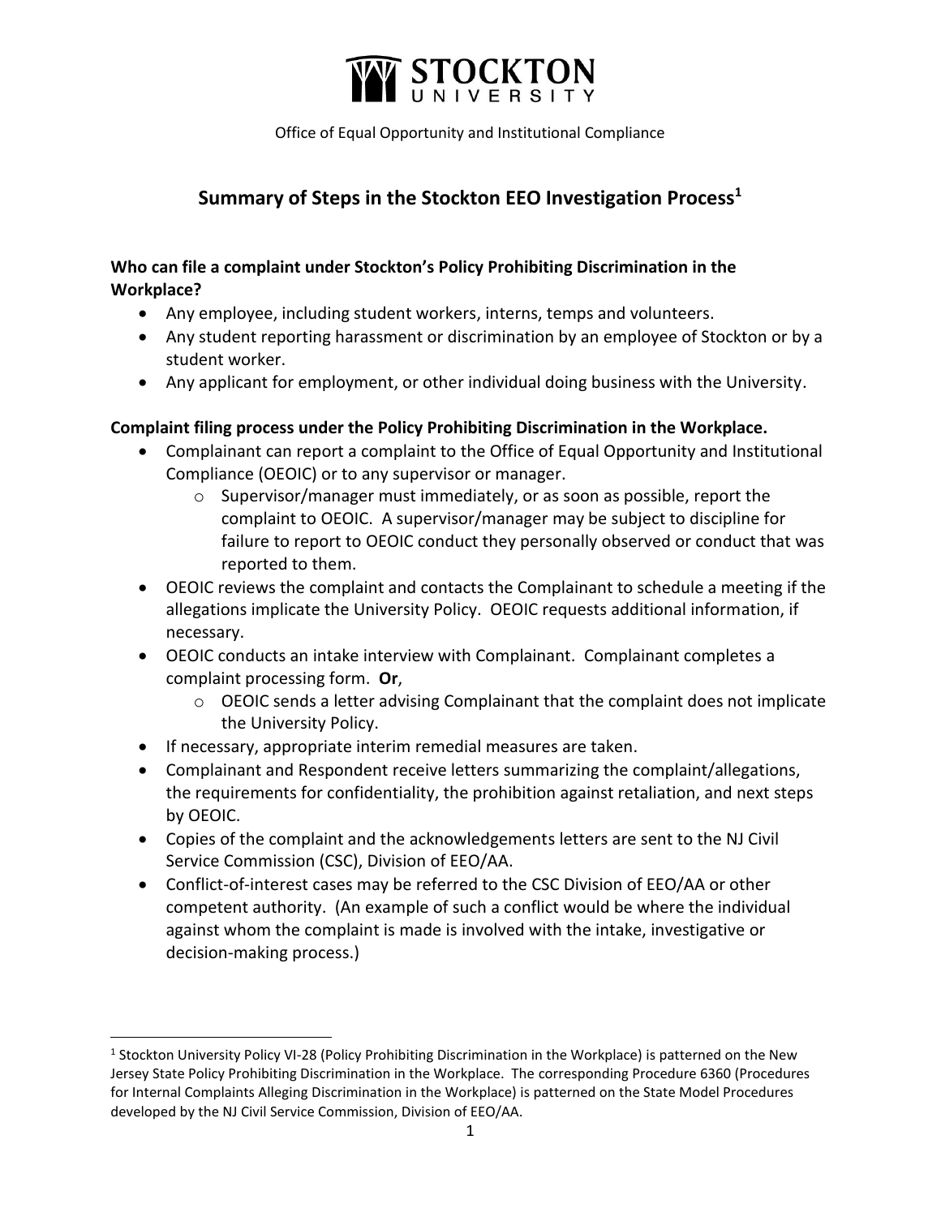STOCKTON UNIVERSITY

Office of Equal Opportunity and Institutional Compliance

# Summary of Steps in the Stockton EEO Investigation Process[1]

**Who can file a complaint under Stockton's Policy Prohibiting Discrimination in the Workplace?**

- Any employee, including student workers, interns, temps and volunteers.
- Any student reporting harassment or discrimination by an employee of Stockton or by a student worker.
- Any applicant for employment, or other individual doing business with the University.

**Complaint filing process under the Policy Prohibiting Discrimination in the Workplace.**

- Complainant can report a complaint to the Office of Equal Opportunity and Institutional Compliance (OEOIC) or to any supervisor or manager.
    - Supervisor/manager must immediately, or as soon as possible, report the complaint to OEOIC. A supervisor/manager may be subject to discipline for failure to report to OEOIC conduct they personally observed or conduct that was reported to them.
- OEOIC reviews the complaint and contacts the Complainant to schedule a meeting if the allegations implicate the University Policy. OEOIC requests additional information, if necessary.
- OEOIC conducts an intake interview with Complainant. Complainant completes a complaint processing form. **Or**,
    - OEOIC sends a letter advising Complainant that the complaint does not implicate the University Policy.
- If necessary, appropriate interim remedial measures are taken.
- Complainant and Respondent receive letters summarizing the complaint/allegations, the requirements for confidentiality, the prohibition against retaliation, and next steps by OEOIC.
- Copies of the complaint and the acknowledgements letters are sent to the NJ Civil Service Commission (CSC), Division of EEO/AA.
- Conflict-of-interest cases may be referred to the CSC Division of EEO/AA or other competent authority. (An example of such a conflict would be where the individual against whom the complaint is made is involved with the intake, investigative or decision-making process.)

[1] Stockton University Policy VI-28 (Policy Prohibiting Discrimination in the Workplace) is patterned on the New Jersey State Policy Prohibiting Discrimination in the Workplace. The corresponding Procedure 6360 (Procedures for Internal Complaints Alleging Discrimination in the Workplace) is patterned on the State Model Procedures developed by the NJ Civil Service Commission, Division of EEO/AA.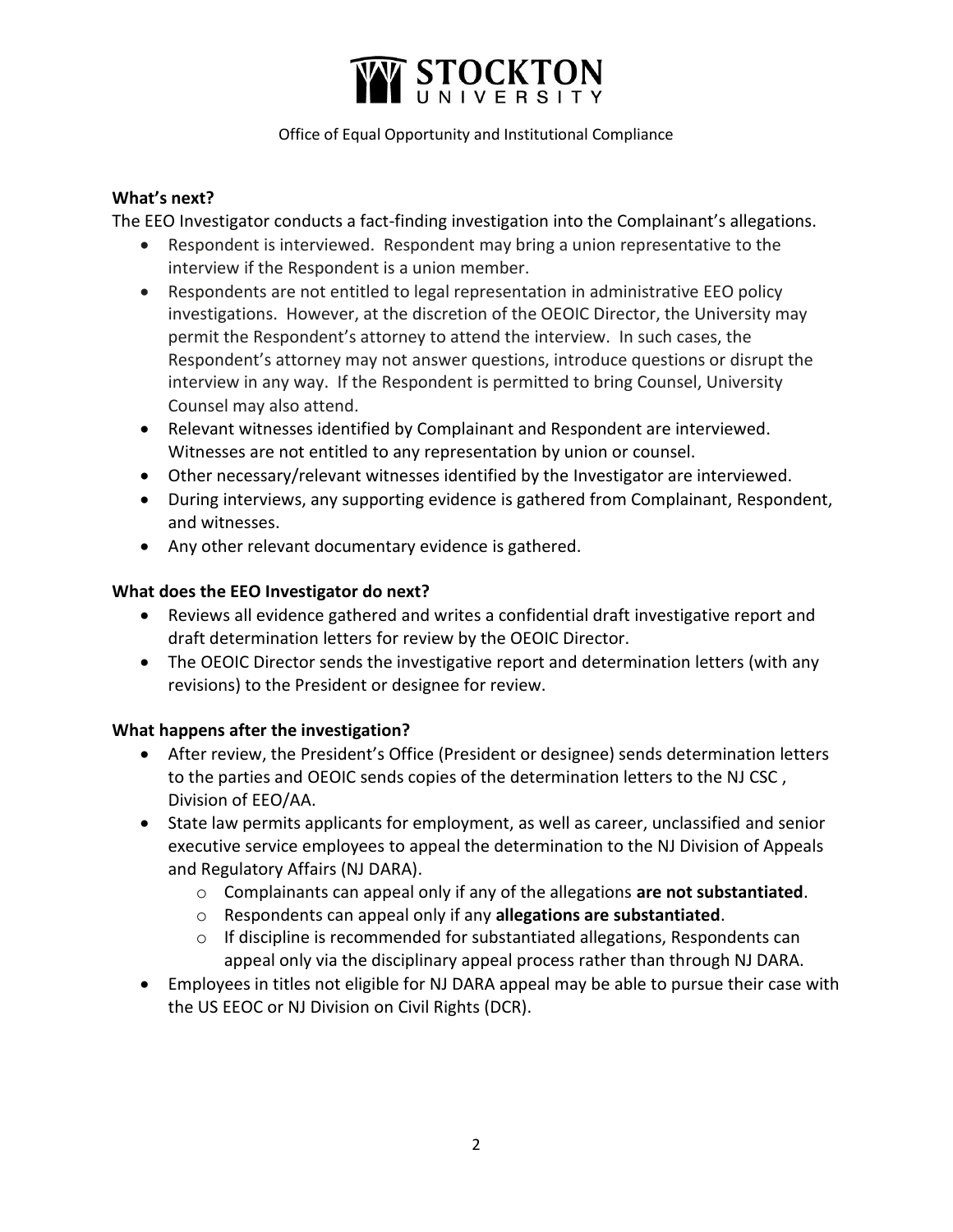**What's next?**

The EEO Investigator conducts a fact-finding investigation into the Complainant's allegations.

- Respondent is interviewed. Respondent may bring a union representative to the interview if the Respondent is a union member.
- Respondents are not entitled to legal representation in administrative EEO policy investigations. However, at the discretion of the OEOIC Director, the University may permit the Respondent's attorney to attend the interview. In such cases, the Respondent's attorney may not answer questions, introduce questions or disrupt the interview in any way. If the Respondent is permitted to bring Counsel, University Counsel may also attend.
- Relevant witnesses identified by Complainant and Respondent are interviewed. Witnesses are not entitled to any representation by union or counsel.
- Other necessary/relevant witnesses identified by the Investigator are interviewed.
- During interviews, any supporting evidence is gathered from Complainant, Respondent, and witnesses.
- Any other relevant documentary evidence is gathered.

**What does the EEO Investigator do next?**

- Reviews all evidence gathered and writes a confidential draft investigative report and draft determination letters for review by the OEOIC Director.
- The OEOIC Director sends the investigative report and determination letters (with any revisions) to the President or designee for review.

**What happens after the investigation?**

- After review, the President's Office (President or designee) sends determination letters to the parties and OEOIC sends copies of the determination letters to the NJ CSC , Division of EEO/AA.
- State law permits applicants for employment, as well as career, unclassified and senior executive service employees to appeal the determination to the NJ Division of Appeals and Regulatory Affairs (NJ DARA).
  - Complainants can appeal only if any of the allegations **are not substantiated**.
  - Respondents can appeal only if any **allegations are substantiated**.
  - If discipline is recommended for substantiated allegations, Respondents can appeal only via the disciplinary appeal process rather than through NJ DARA.
- Employees in titles not eligible for NJ DARA appeal may be able to pursue their case with the US EEOC or NJ Division on Civil Rights (DCR).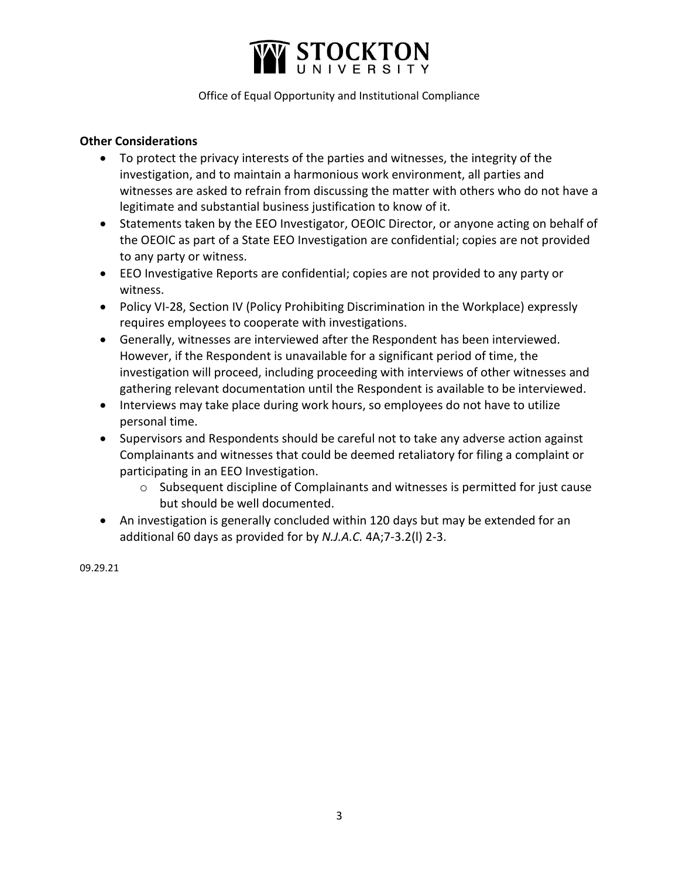## Other Considerations

- To protect the privacy interests of the parties and witnesses, the integrity of the investigation, and to maintain a harmonious work environment, all parties and witnesses are asked to refrain from discussing the matter with others who do not have a legitimate and substantial business justification to know of it.
- Statements taken by the EEO Investigator, OEOIC Director, or anyone acting on behalf of the OEOIC as part of a State EEO Investigation are confidential; copies are not provided to any party or witness.
- EEO Investigative Reports are confidential; copies are not provided to any party or witness.
- Policy VI-28, Section IV (Policy Prohibiting Discrimination in the Workplace) expressly requires employees to cooperate with investigations.
- Generally, witnesses are interviewed after the Respondent has been interviewed. However, if the Respondent is unavailable for a significant period of time, the investigation will proceed, including proceeding with interviews of other witnesses and gathering relevant documentation until the Respondent is available to be interviewed.
- Interviews may take place during work hours, so employees do not have to utilize personal time.
- Supervisors and Respondents should be careful not to take any adverse action against Complainants and witnesses that could be deemed retaliatory for filing a complaint or participating in an EEO Investigation.
  - Subsequent discipline of Complainants and witnesses is permitted for just cause but should be well documented.
- An investigation is generally concluded within 120 days but may be extended for an additional 60 days as provided for by *N.J.A.C.* 4A;7-3.2(l) 2-3.

09.29.21